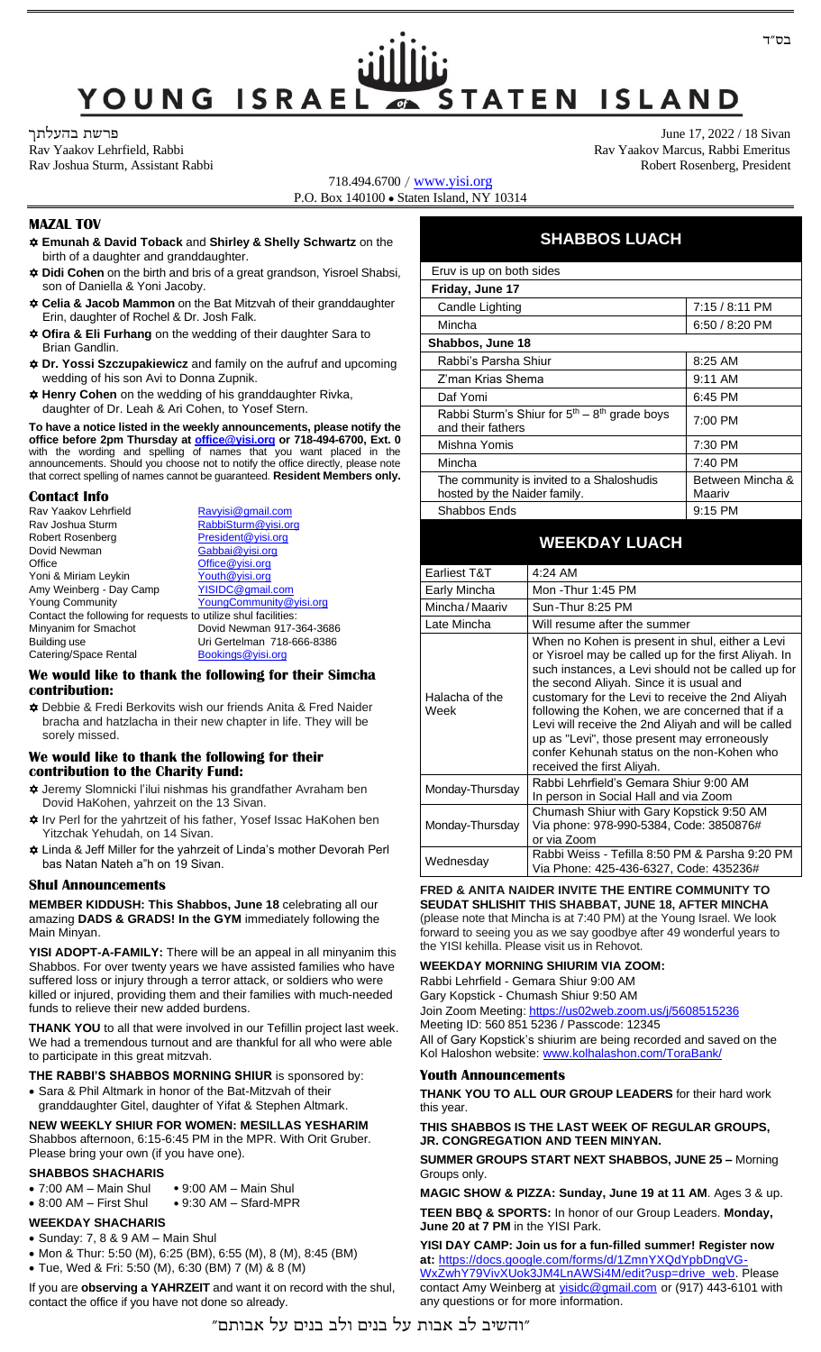בס"ד

# YOUNG ISRAEL of STATEN ISLAND

פרשת בהעלתך
Rav Yaakov Lehrfield, Rabbi
Rav Joshua Sturm, Assistant Rabbi

June 17, 2022 / 18 Sivan
Rav Yaakov Marcus, Rabbi Emeritus
Robert Rosenberg, President

718.494.6700 / www.yisi.org
P.O. Box 140100 • Staten Island, NY 10314

## MAZAL TOV

- ✡ **Emunah & David Toback** and **Shirley & Shelly Schwartz** on the birth of a daughter and granddaughter.
- ✡ **Didi Cohen** on the birth and bris of a great grandson, Yisroel Shabsi, son of Daniella & Yoni Jacoby.
- ✡ **Celia & Jacob Mammon** on the Bat Mitzvah of their granddaughter Erin, daughter of Rochel & Dr. Josh Falk.
- ✡ **Ofira & Eli Furhang** on the wedding of their daughter Sara to Brian Gandlin.
- ✡ **Dr. Yossi Szczupakiewicz** and family on the aufruf and upcoming wedding of his son Avi to Donna Zupnik.
- ✡ **Henry Cohen** on the wedding of his granddaughter Rivka, daughter of Dr. Leah & Ari Cohen, to Yosef Stern.

**To have a notice listed in the weekly announcements, please notify the office before 2pm Thursday at office@yisi.org or 718-494-6700, Ext. 0** with the wording and spelling of names that you want placed in the announcements. Should you choose not to notify the office directly, please note that correct spelling of names cannot be guaranteed. **Resident Members only.**

## Contact Info

| | |
|---|---|
| Rav Yaakov Lehrfield | Ravyisi@gmail.com |
| Rav Joshua Sturm | RabbiSturm@yisi.org |
| Robert Rosenberg | President@yisi.org |
| Dovid Newman | Gabbai@yisi.org |
| Office | Office@yisi.org |
| Yoni & Miriam Leykin | Youth@yisi.org |
| Amy Weinberg - Day Camp | YISIDC@gmail.com |
| Young Community | YoungCommunity@yisi.org |

Contact the following for requests to utilize shul facilities:

| | |
|---|---|
| Minyanim for Smachot | Dovid Newman 917-364-3686 |
| Building use | Uri Gertelman 718-666-8386 |
| Catering/Space Rental | Bookings@yisi.org |

## We would like to thank the following for their Simcha contribution:

- ✡ Debbie & Fredi Berkovits wish our friends Anita & Fred Naider bracha and hatzlacha in their new chapter in life. They will be sorely missed.

## We would like to thank the following for their contribution to the Charity Fund:

- ✡ Jeremy Slomnicki l'ilui nishmas his grandfather Avraham ben Dovid HaKohen, yahrzeit on the 13 Sivan.
- ✡ Irv Perl for the yahrzeit of his father, Yosef Issac HaKohen ben Yitzchak Yehudah, on 14 Sivan.
- ✡ Linda & Jeff Miller for the yahrzeit of Linda's mother Devorah Perl bas Natan Nateh a"h on 19 Sivan.

## Shul Announcements

**MEMBER KIDDUSH: This Shabbos, June 18** celebrating all our amazing **DADS & GRADS! In the GYM** immediately following the Main Minyan.

**YISI ADOPT-A-FAMILY:** There will be an appeal in all minyanim this Shabbos. For over twenty years we have assisted families who have suffered loss or injury through a terror attack, or soldiers who were killed or injured, providing them and their families with much-needed funds to relieve their new added burdens.

**THANK YOU** to all that were involved in our Tefillin project last week. We had a tremendous turnout and are thankful for all who were able to participate in this great mitzvah.

**THE RABBI'S SHABBOS MORNING SHIUR** is sponsored by:

- Sara & Phil Altmark in honor of the Bat-Mitzvah of their granddaughter Gitel, daughter of Yifat & Stephen Altmark.

**NEW WEEKLY SHIUR FOR WOMEN: MESILLAS YESHARIM**
Shabbos afternoon, 6:15-6:45 PM in the MPR. With Orit Gruber. Please bring your own (if you have one).

### SHABBOS SHACHARIS

- 7:00 AM – Main Shul
- 9:00 AM – Main Shul
- 8:00 AM – First Shul
- 9:30 AM – Sfard-MPR

### WEEKDAY SHACHARIS

- Sunday: 7, 8 & 9 AM – Main Shul
- Mon & Thur: 5:50 (M), 6:25 (BM), 6:55 (M), 8 (M), 8:45 (BM)
- Tue, Wed & Fri: 5:50 (M), 6:30 (BM) 7 (M) & 8 (M)

If you are **observing a YAHRZEIT** and want it on record with the shul, contact the office if you have not done so already.

## SHABBOS LUACH

| Eruv is up on both sides | |
|---|---|
| **Friday, June 17** | |
| Candle Lighting | 7:15 / 8:11 PM |
| Mincha | 6:50 / 8:20 PM |
| **Shabbos, June 18** | |
| Rabbi's Parsha Shiur | 8:25 AM |
| Z'man Krias Shema | 9:11 AM |
| Daf Yomi | 6:45 PM |
| Rabbi Sturm's Shiur for $5^{th}$ – $8^{th}$ grade boys and their fathers | 7:00 PM |
| Mishna Yomis | 7:30 PM |
| Mincha | 7:40 PM |
| The community is invited to a Shaloshudis hosted by the Naider family. | Between Mincha & Maariv |
| Shabbos Ends | 9:15 PM |

## WEEKDAY LUACH

| | |
|---|---|
| Earliest T&T | 4:24 AM |
| Early Mincha | Mon -Thur 1:45 PM |
| Mincha/Maariv | Sun-Thur 8:25 PM |
| Late Mincha | Will resume after the summer |
| Halacha of the Week | When no Kohen is present in shul, either a Levi or Yisroel may be called up for the first Aliyah. In such instances, a Levi should not be called up for the second Aliyah. Since it is usual and customary for the Levi to receive the 2nd Aliyah following the Kohen, we are concerned that if a Levi will receive the 2nd Aliyah and will be called up as "Levi", those present may erroneously confer Kehunah status on the non-Kohen who received the first Aliyah. |
| Monday-Thursday | Rabbi Lehrfield's Gemara Shiur 9:00 AM In person in Social Hall and via Zoom |
| Monday-Thursday | Chumash Shiur with Gary Kopstick 9:50 AM Via phone: 978-990-5384, Code: 3850876# or via Zoom |
| Wednesday | Rabbi Weiss - Tefilla 8:50 PM & Parsha 9:20 PM Via Phone: 425-436-6327, Code: 435236# |

**FRED & ANITA NAIDER INVITE THE ENTIRE COMMUNITY TO SEUDAT SHLISHIT THIS SHABBAT, JUNE 18, AFTER MINCHA** (please note that Mincha is at 7:40 PM) at the Young Israel. We look forward to seeing you as we say goodbye after 49 wonderful years to the YISI kehilla. Please visit us in Rehovot.

### WEEKDAY MORNING SHIURIM VIA ZOOM:

Rabbi Lehrfield - Gemara Shiur 9:00 AM
Gary Kopstick - Chumash Shiur 9:50 AM
Join Zoom Meeting: https://us02web.zoom.us/j/5608515236
Meeting ID: 560 851 5236 / Passcode: 12345
All of Gary Kopstick's shiurim are being recorded and saved on the Kol Haloshon website: www.kolhalashon.com/ToraBank/

## Youth Announcements

**THANK YOU TO ALL OUR GROUP LEADERS** for their hard work this year.

**THIS SHABBOS IS THE LAST WEEK OF REGULAR GROUPS, JR. CONGREGATION AND TEEN MINYAN.**

**SUMMER GROUPS START NEXT SHABBOS, JUNE 25 –** Morning Groups only.

**MAGIC SHOW & PIZZA: Sunday, June 19 at 11 AM**. Ages 3 & up.

**TEEN BBQ & SPORTS:** In honor of our Group Leaders. **Monday, June 20 at 7 PM** in the YISI Park.

**YISI DAY CAMP: Join us for a fun-filled summer! Register now at:** https://docs.google.com/forms/d/1ZmnYXQdYpbDngVG-WxZwhY79VivXUok3JM4LnAWSi4M/edit?usp=drive_web. Please contact Amy Weinberg at yisidc@gmail.com or (917) 443-6101 with any questions or for more information.

"והשיב לב אבות על בנים ולב בנים על אבותם"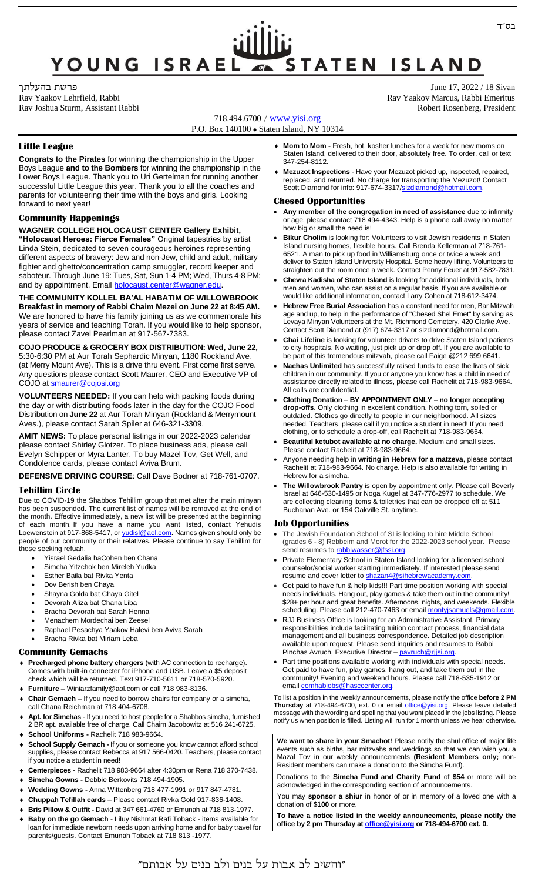בס״ד

# YOUNG ISRAEL OF STATEN ISLAND

פרשת בהעלתך
June 17, 2022 / 18 Sivan

Rav Yaakov Lehrfield, Rabbi
Rav Yaakov Marcus, Rabbi Emeritus

Rav Joshua Sturm, Assistant Rabbi
Robert Rosenberg, President

718.494.6700 / www.yisi.org

P.O. Box 140100 • Staten Island, NY 10314

## Little League

**Congrats to the Pirates** for winning the championship in the Upper Boys League **and to the Bombers** for winning the championship in the Lower Boys League. Thank you to Uri Gertelman for running another successful Little League this year. Thank you to all the coaches and parents for volunteering their time with the boys and girls. Looking forward to next year!

## Community Happenings

**WAGNER COLLEGE HOLOCAUST CENTER Gallery Exhibit, "Holocaust Heroes: Fierce Females"** Original tapestries by artist Linda Stein, dedicated to seven courageous heroines representing different aspects of bravery: Jew and non-Jew, child and adult, military fighter and ghetto/concentration camp smuggler, record keeper and saboteur. Through June 19: Tues, Sat, Sun 1-4 PM; Wed, Thurs 4-8 PM; and by appointment. Email holocaust.center@wagner.edu.

**THE COMMUNITY KOLLEL BA'AL HABATIM OF WILLOWBROOK Breakfast in memory of Rabbi Chaim Mezei on June 22 at 8:45 AM.** We are honored to have his family joining us as we commemorate his years of service and teaching Torah. If you would like to help sponsor, please contact Zavel Pearlman at 917-567-7383.

**COJO PRODUCE & GROCERY BOX DISTRIBUTION: Wed, June 22,** 5:30-6:30 PM at Aur Torah Sephardic Minyan, 1180 Rockland Ave. (at Merry Mount Ave). This is a drive thru event. First come first serve. Any questions please contact Scott Maurer, CEO and Executive VP of COJO at smaurer@cojosi.org

**VOLUNTEERS NEEDED:** If you can help with packing foods during the day or with distributing foods later in the day for the COJO Food Distribution on **June 22** at Aur Torah Minyan (Rockland & Merrymount Aves.), please contact Sarah Spiler at 646-321-3309.

**AMIT NEWS:** To place personal listings in our 2022-2023 calendar please contact Shirley Glotzer. To place business ads, please call Evelyn Schipper or Myra Lanter. To buy Mazel Tov, Get Well, and Condolence cards, please contact Aviva Brum.

**DEFENSIVE DRIVING COURSE**: Call Dave Bodner at 718-761-0707.

## Tehillim Circle

Due to COVID-19 the Shabbos Tehillim group that met after the main minyan has been suspended. The current list of names will be removed at the end of the month. Effective immediately, a new list will be presented at the beginning of each month. If you have a name you want listed, contact Yehudis Loewenstein at 917-868-5417, or yudisl@aol.com. Names given should only be people of our community or their relatives. Please continue to say Tehillim for those seeking refuah.

- Yisrael Gedalia haCohen ben Chana
- Simcha Yitzchok ben Mireleh Yudka
- Esther Baila bat Rivka Yenta
- Dov Berish ben Chaya
- Shayna Golda bat Chaya Gitel
- Devorah Aliza bat Chana Liba
- Bracha Devorah bat Sarah Henna
- Menachem Mordechai ben Zeesel
- Raphael Pesachya Yaakov Halevi ben Aviva Sarah
- Bracha Rivka bat Miriam Leba

## Community Gemachs

- **Precharged phone battery chargers** (with AC connection to recharge). Comes with built-in connecter for iPhone and USB. Leave a $5 deposit check which will be returned. Text 917-710-5611 or 718-570-5920.
- **Furniture –** Winiarzfamily@aol.com or call 718 983-8136.
- **Chair Gemach –** If you need to borrow chairs for company or a simcha, call Chana Reichman at 718 404-6708.
- **Apt. for Simchas** - If you need to host people for a Shabbos simcha, furnished 2 BR apt. available free of charge. Call Chaim Jacobowitz at 516 241-6725.
- **School Uniforms -** Rachelit 718 983-9664.
- **School Supply Gemach -** If you or someone you know cannot afford school supplies, please contact Rebecca at 917 566-0420. Teachers, please contact if you notice a student in need!
- **Centerpieces -** Rachelit 718 983-9664 after 4:30pm or Rena 718 370-7438.
- **Simcha Gowns -** Debbie Berkovits 718 494-1905.
- **Wedding Gowns -** Anna Wittenberg 718 477-1991 or 917 847-4781.
- **Chuppah Tefillah cards** – Please contact Rivka Gold 917-836-1408.
- **Bris Pillow & Outfit -** David at 347 661-4760 or Emunah at 718 813-1977.
- **Baby on the go Gemach** - Liluy Nishmat Rafi Toback - items available for loan for immediate newborn needs upon arriving home and for baby travel for parents/guests. Contact Emunah Toback at 718 813 -1977.
- **Mom to Mom -** Fresh, hot, kosher lunches for a week for new moms on Staten Island, delivered to their door, absolutely free. To order, call or text 347-254-8112.
- **Mezuzot Inspections** - Have your Mezuzot picked up, inspected, repaired, replaced, and returned. No charge for transporting the Mezuzot! Contact Scott Diamond for info: 917-674-3317/slzdiamond@hotmail.com.

## Chesed Opportunities

- **Any member of the congregation in need of assistance** due to infirmity or age, please contact 718 494-4343. Help is a phone call away no matter how big or small the need is!
- **Bikur Cholim** is looking for: Volunteers to visit Jewish residents in Staten Island nursing homes, flexible hours. Call Brenda Kellerman at 718-761-6521. A man to pick up food in Williamsburg once or twice a week and deliver to Staten Island University Hospital. Some heavy lifting. Volunteers to straighten out the room once a week. Contact Penny Feuer at 917-582-7831.
- **Chevra Kadisha of Staten Island** is looking for additional individuals, both men and women, who can assist on a regular basis. If you are available or would like additional information, contact Larry Cohen at 718-612-3474.
- **Hebrew Free Burial Association** has a constant need for men, Bar Mitzvah age and up, to help in the performance of "Chesed Shel Emet" by serving as Levaya Minyan Volunteers at the Mt. Richmond Cemetery, 420 Clarke Ave. Contact Scott Diamond at (917) 674-3317 or slzdiamond@hotmail.com.
- **Chai Lifeline** is looking for volunteer drivers to drive Staten Island patients to city hospitals. No waiting, just pick up or drop off. If you are available to be part of this tremendous mitzvah, please call Faige @212 699 6641.
- **Nachas Unlimited** has successfully raised funds to ease the lives of sick children in our community. If you or anyone you know has a child in need of assistance directly related to illness, please call Rachelit at 718-983-9664. All calls are confidential.
- **Clothing Donation** – **BY APPOINTMENT ONLY – no longer accepting drop-offs.** Only clothing in excellent condition. Nothing torn, soiled or outdated. Clothes go directly to people in our neighborhood. All sizes needed. Teachers, please call if you notice a student in need! If you need clothing, or to schedule a drop-off, call Rachelit at 718-983-9664.
- **Beautiful ketubot available at no charge.** Medium and small sizes. Please contact Rachelit at 718-983-9664.
- Anyone needing help in **writing in Hebrew for a matzeva**, please contact Rachelit at 718-983-9664. No charge. Help is also available for writing in Hebrew for a simcha.
- **The Willowbrook Pantry** is open by appointment only. Please call Beverly Israel at 646-530-1495 or Noga Kugel at 347-776-2977 to schedule. We are collecting cleaning items & toiletries that can be dropped off at 511 Buchanan Ave. or 154 Oakville St. anytime.

## Job Opportunities

- The Jewish Foundation School of SI is looking to hire Middle School (grades 6 - 8) Rebbeim and Morot for the 2022-2023 school year. Please send resumes to rabbiwasser@jfssi.org.
- Private Elementary School in Staten Island looking for a licensed school counselor/social worker starting immediately. If interested please send resume and cover letter to shazan4@sihebrewacademy.com.
- Get paid to have fun & help kids!!! Part time position working with special needs individuals. Hang out, play games & take them out in the community! $28+ per hour and great benefits. Afternoons, nights, and weekends. Flexible scheduling. Please call 212-470-7463 or email montyjsamuels@gmail.com.
- RJJ Business Office is looking for an Administrative Assistant. Primary responsibilities include facilitating tuition contract process, financial data management and all business correspondence. Detailed job description available upon request. Please send inquiries and resumes to Rabbi Pinchas Avruch, Executive Director – pavruch@rjjsi.org.
- Part time positions available working with individuals with special needs. Get paid to have fun, play games, hang out, and take them out in the community! Evening and weekend hours. Please call 718-535-1912 or email comhabjobs@hasccenter.org.

To list a position in the weekly announcements, please notify the office **before 2 PM Thursday** at 718-494-6700, ext. 0 or email office@yisi.org. Please leave detailed message with the wording and spelling that you want placed in the jobs listing. Please notify us when position is filled. Listing will run for 1 month unless we hear otherwise.

**We want to share in your Smachot!** Please notify the shul office of major life events such as births, bar mitzvahs and weddings so that we can wish you a Mazal Tov in our weekly announcements **(Resident Members only;** non-Resident members can make a donation to the Simcha Fund).

Donations to the **Simcha Fund and Charity Fund** of **$54** or more will be acknowledged in the corresponding section of announcements.

You may **sponsor a shiur** in honor of or in memory of a loved one with a donation of **$100** or more.

**To have a notice listed in the weekly announcements, please notify the office by 2 pm Thursday at office@yisi.org or 718-494-6700 ext. 0.**

״והשיב לב אבות על בנים ולב בנים על אבותם״